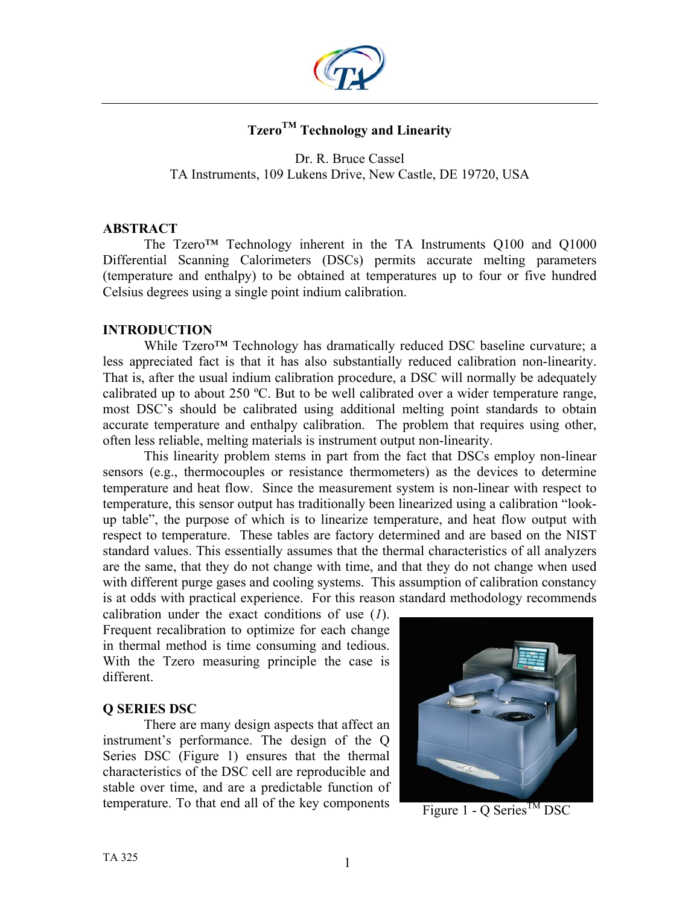# Tzero™ Technology and Linearity

Dr. R. Bruce Cassel
TA Instruments, 109 Lukens Drive, New Castle, DE 19720, USA

## ABSTRACT

The Tzero™ Technology inherent in the TA Instruments Q100 and Q1000 Differential Scanning Calorimeters (DSCs) permits accurate melting parameters (temperature and enthalpy) to be obtained at temperatures up to four or five hundred Celsius degrees using a single point indium calibration.

## INTRODUCTION

While Tzero™ Technology has dramatically reduced DSC baseline curvature; a less appreciated fact is that it has also substantially reduced calibration non-linearity. That is, after the usual indium calibration procedure, a DSC will normally be adequately calibrated up to about 250 ºC. But to be well calibrated over a wider temperature range, most DSC's should be calibrated using additional melting point standards to obtain accurate temperature and enthalpy calibration. The problem that requires using other, often less reliable, melting materials is instrument output non-linearity.

This linearity problem stems in part from the fact that DSCs employ non-linear sensors (e.g., thermocouples or resistance thermometers) as the devices to determine temperature and heat flow. Since the measurement system is non-linear with respect to temperature, this sensor output has traditionally been linearized using a calibration "look-up table", the purpose of which is to linearize temperature, and heat flow output with respect to temperature. These tables are factory determined and are based on the NIST standard values. This essentially assumes that the thermal characteristics of all analyzers are the same, that they do not change with time, and that they do not change when used with different purge gases and cooling systems. This assumption of calibration constancy is at odds with practical experience. For this reason standard methodology recommends calibration under the exact conditions of use (*1*). Frequent recalibration to optimize for each change in thermal method is time consuming and tedious. With the Tzero measuring principle the case is different.

## Q SERIES DSC

There are many design aspects that affect an instrument's performance. The design of the Q Series DSC (Figure 1) ensures that the thermal characteristics of the DSC cell are reproducible and stable over time, and are a predictable function of temperature. To that end all of the key components

Figure 1 - Q Series™ DSC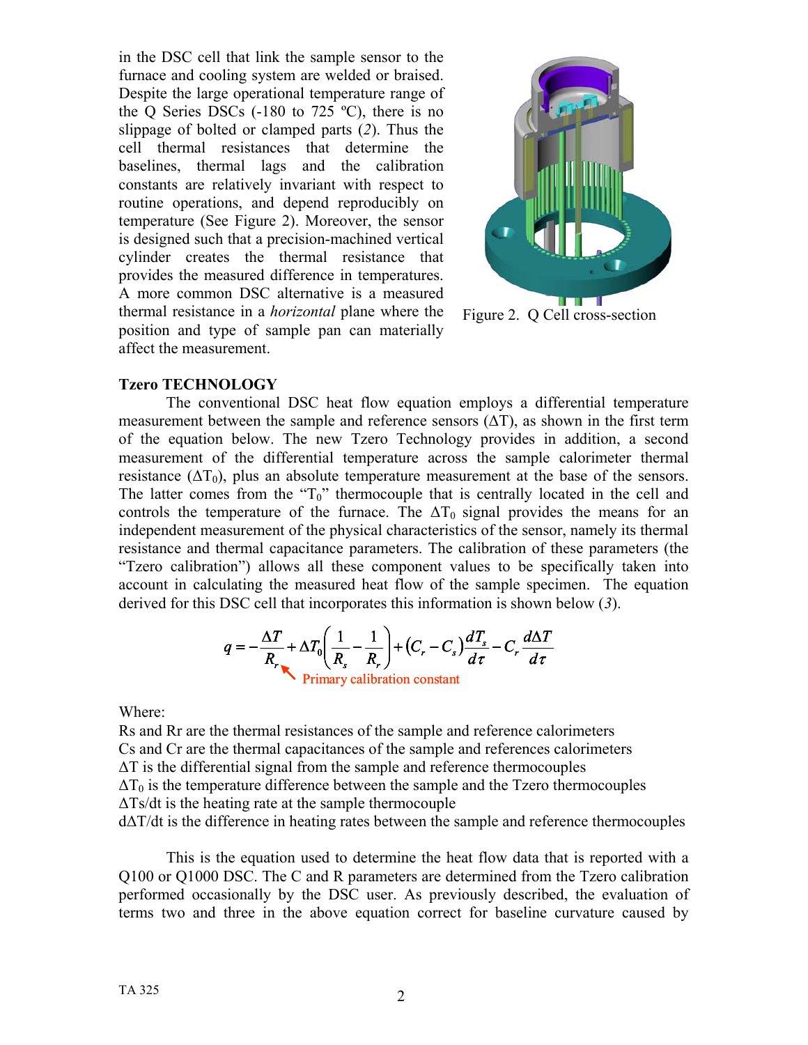in the DSC cell that link the sample sensor to the furnace and cooling system are welded or braised. Despite the large operational temperature range of the Q Series DSCs (-180 to 725 ºC), there is no slippage of bolted or clamped parts (*2*). Thus the cell thermal resistances that determine the baselines, thermal lags and the calibration constants are relatively invariant with respect to routine operations, and depend reproducibly on temperature (See Figure 2). Moreover, the sensor is designed such that a precision-machined vertical cylinder creates the thermal resistance that provides the measured difference in temperatures. A more common DSC alternative is a measured thermal resistance in a *horizontal* plane where the position and type of sample pan can materially affect the measurement.

Figure 2. Q Cell cross-section

**Tzero TECHNOLOGY**

The conventional DSC heat flow equation employs a differential temperature measurement between the sample and reference sensors ($\Delta T$), as shown in the first term of the equation below. The new Tzero Technology provides in addition, a second measurement of the differential temperature across the sample calorimeter thermal resistance ($\Delta T_0$), plus an absolute temperature measurement at the base of the sensors. The latter comes from the "$T_0$" thermocouple that is centrally located in the cell and controls the temperature of the furnace. The $\Delta T_0$ signal provides the means for an independent measurement of the physical characteristics of the sensor, namely its thermal resistance and thermal capacitance parameters. The calibration of these parameters (the "Tzero calibration") allows all these component values to be specifically taken into account in calculating the measured heat flow of the sample specimen. The equation derived for this DSC cell that incorporates this information is shown below (*3*).

$$q = -\frac{\Delta T}{R_r} + \Delta T_0\left(\frac{1}{R_s} - \frac{1}{R_r}\right) + \left(C_r - C_s\right)\frac{dT_s}{d\tau} - C_r\frac{d\Delta T}{d\tau}$$

Primary calibration constant

Where:

Rs and Rr are the thermal resistances of the sample and reference calorimeters
Cs and Cr are the thermal capacitances of the sample and references calorimeters
$\Delta T$ is the differential signal from the sample and reference thermocouples
$\Delta T_0$ is the temperature difference between the sample and the Tzero thermocouples
$\Delta T$s/dt is the heating rate at the sample thermocouple
$d\Delta T/dt$ is the difference in heating rates between the sample and reference thermocouples

This is the equation used to determine the heat flow data that is reported with a Q100 or Q1000 DSC. The C and R parameters are determined from the Tzero calibration performed occasionally by the DSC user. As previously described, the evaluation of terms two and three in the above equation correct for baseline curvature caused by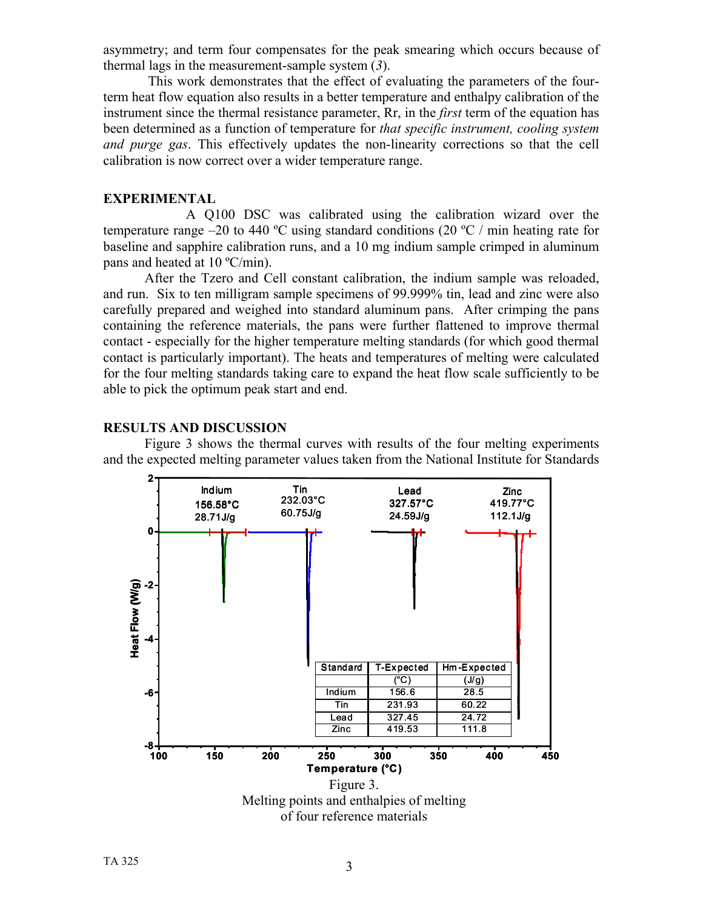asymmetry; and term four compensates for the peak smearing which occurs because of thermal lags in the measurement-sample system (*3*).

This work demonstrates that the effect of evaluating the parameters of the four-term heat flow equation also results in a better temperature and enthalpy calibration of the instrument since the thermal resistance parameter, Rr, in the *first* term of the equation has been determined as a function of temperature for *that specific instrument, cooling system and purge gas*. This effectively updates the non-linearity corrections so that the cell calibration is now correct over a wider temperature range.

## EXPERIMENTAL

A Q100 DSC was calibrated using the calibration wizard over the temperature range –20 to 440 ºC using standard conditions (20 ºC / min heating rate for baseline and sapphire calibration runs, and a 10 mg indium sample crimped in aluminum pans and heated at 10 ºC/min).

After the Tzero and Cell constant calibration, the indium sample was reloaded, and run. Six to ten milligram sample specimens of 99.999% tin, lead and zinc were also carefully prepared and weighed into standard aluminum pans. After crimping the pans containing the reference materials, the pans were further flattened to improve thermal contact - especially for the higher temperature melting standards (for which good thermal contact is particularly important). The heats and temperatures of melting were calculated for the four melting standards taking care to expand the heat flow scale sufficiently to be able to pick the optimum peak start and end.

## RESULTS AND DISCUSSION

Figure 3 shows the thermal curves with results of the four melting experiments and the expected melting parameter values taken from the National Institute for Standards

| Standard | T-Expected (°C) | Hm-Expected (J/g) |
|---|---|---|
| Indium | 156.6 | 28.5 |
| Tin | 231.93 | 60.22 |
| Lead | 327.45 | 24.72 |
| Zinc | 419.53 | 111.8 |

Figure 3.
Melting points and enthalpies of melting of four reference materials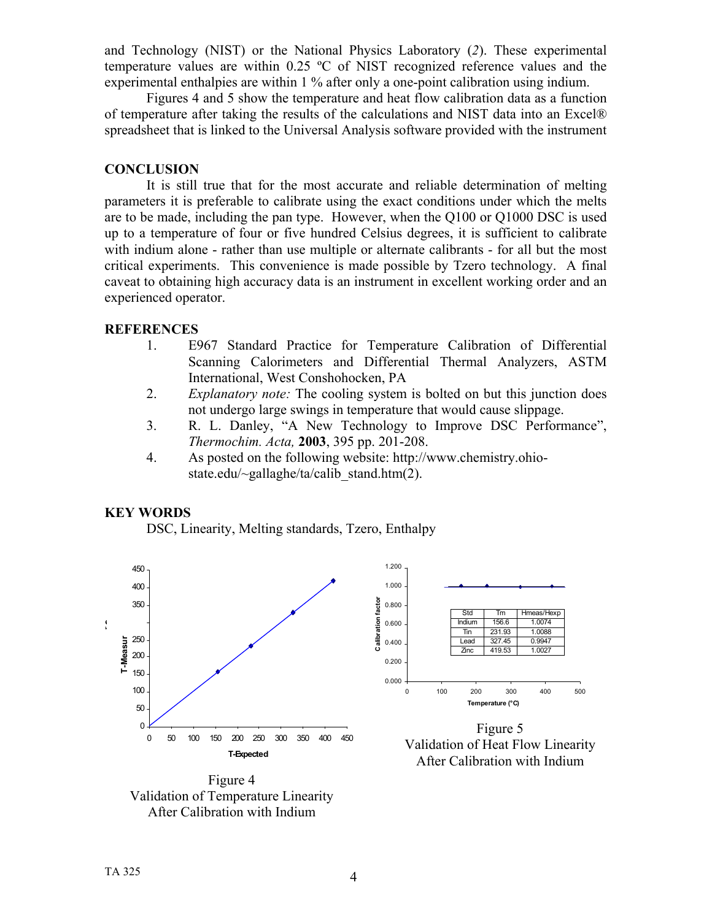and Technology (NIST) or the National Physics Laboratory (*2*). These experimental temperature values are within 0.25 ºC of NIST recognized reference values and the experimental enthalpies are within 1 % after only a one-point calibration using indium.

Figures 4 and 5 show the temperature and heat flow calibration data as a function of temperature after taking the results of the calculations and NIST data into an Excel® spreadsheet that is linked to the Universal Analysis software provided with the instrument

## CONCLUSION

It is still true that for the most accurate and reliable determination of melting parameters it is preferable to calibrate using the exact conditions under which the melts are to be made, including the pan type. However, when the Q100 or Q1000 DSC is used up to a temperature of four or five hundred Celsius degrees, it is sufficient to calibrate with indium alone - rather than use multiple or alternate calibrants - for all but the most critical experiments. This convenience is made possible by Tzero technology. A final caveat to obtaining high accuracy data is an instrument in excellent working order and an experienced operator.

## REFERENCES

1. E967 Standard Practice for Temperature Calibration of Differential Scanning Calorimeters and Differential Thermal Analyzers, ASTM International, West Conshohocken, PA
2. *Explanatory note:* The cooling system is bolted on but this junction does not undergo large swings in temperature that would cause slippage.
3. R. L. Danley, "A New Technology to Improve DSC Performance", *Thermochim. Acta,* **2003**, 395 pp. 201-208.
4. As posted on the following website: http://www.chemistry.ohio-state.edu/~gallaghe/ta/calib_stand.htm(2).

## KEY WORDS

DSC, Linearity, Melting standards, Tzero, Enthalpy

Figure 4
Validation of Temperature Linearity After Calibration with Indium

| Std | Tm | Hmeas/Hexp |
|---|---|---|
| Indium | 156.6 | 1.0074 |
| Tin | 231.93 | 1.0088 |
| Lead | 327.45 | 0.9947 |
| Zinc | 419.53 | 1.0027 |

Figure 5
Validation of Heat Flow Linearity After Calibration with Indium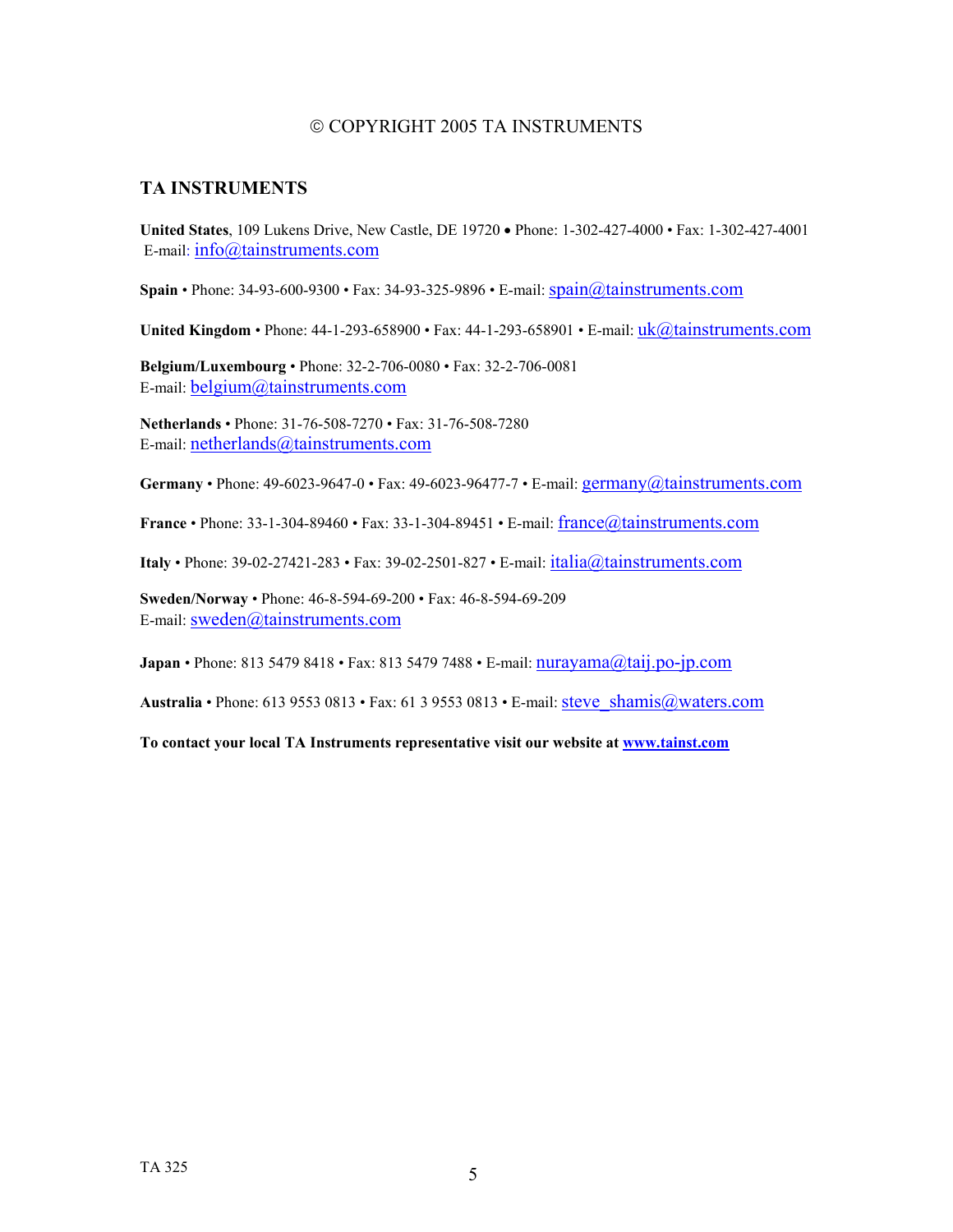© COPYRIGHT 2005 TA INSTRUMENTS

## TA INSTRUMENTS

**United States**, 109 Lukens Drive, New Castle, DE 19720 • Phone: 1-302-427-4000 • Fax: 1-302-427-4001
E-mail: info@tainstruments.com

**Spain** • Phone: 34-93-600-9300 • Fax: 34-93-325-9896 • E-mail: spain@tainstruments.com

**United Kingdom** • Phone: 44-1-293-658900 • Fax: 44-1-293-658901 • E-mail: uk@tainstruments.com

**Belgium/Luxembourg** • Phone: 32-2-706-0080 • Fax: 32-2-706-0081
E-mail: belgium@tainstruments.com

**Netherlands** • Phone: 31-76-508-7270 • Fax: 31-76-508-7280
E-mail: netherlands@tainstruments.com

**Germany** • Phone: 49-6023-9647-0 • Fax: 49-6023-96477-7 • E-mail: germany@tainstruments.com

**France** • Phone: 33-1-304-89460 • Fax: 33-1-304-89451 • E-mail: france@tainstruments.com

**Italy** • Phone: 39-02-27421-283 • Fax: 39-02-2501-827 • E-mail: italia@tainstruments.com

**Sweden/Norway** • Phone: 46-8-594-69-200 • Fax: 46-8-594-69-209
E-mail: sweden@tainstruments.com

**Japan** • Phone: 813 5479 8418 • Fax: 813 5479 7488 • E-mail: nurayama@taij.po-jp.com

**Australia** • Phone: 613 9553 0813 • Fax: 61 3 9553 0813 • E-mail: steve_shamis@waters.com

**To contact your local TA Instruments representative visit our website at www.tainst.com**

TA 325